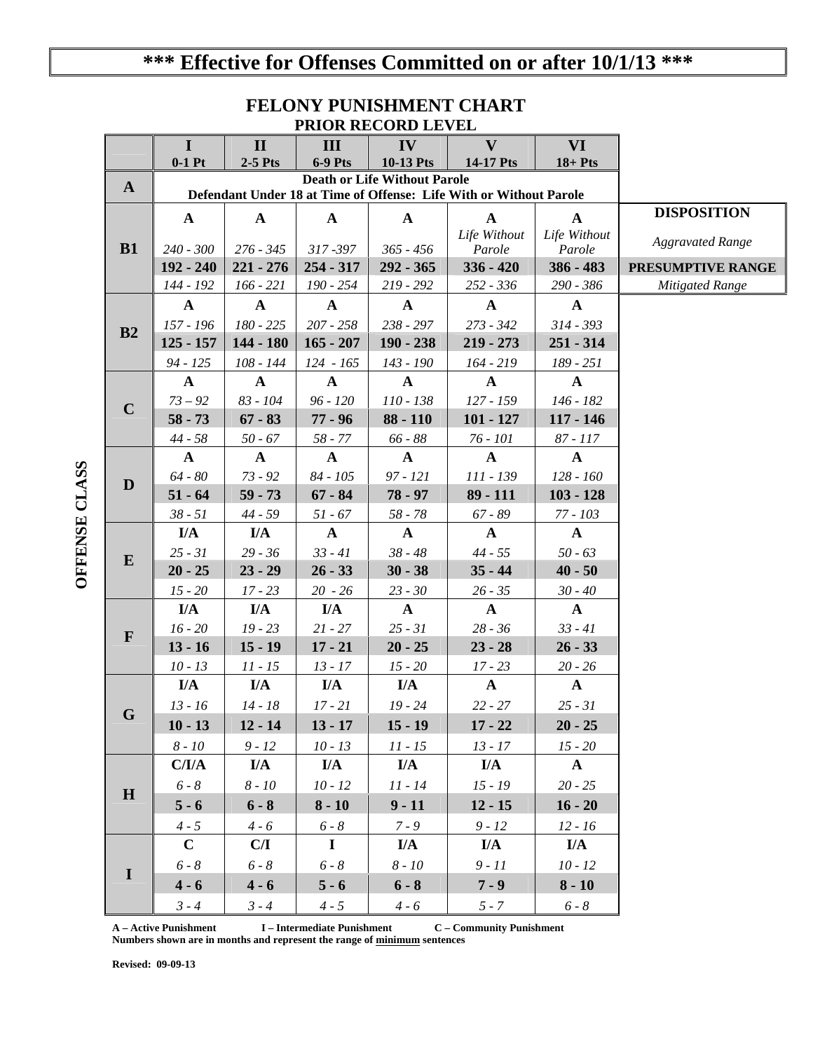# *** Effective for Offenses Committed on or after 10/1/13 ***

## FELONY PUNISHMENT CHART

### PRIOR RECORD LEVEL

| OFFENSE CLASS | I<br>0-1 Pt | II<br>2-5 Pts | III<br>6-9 Pts | IV<br>10-13 Pts | V<br>14-17 Pts | VI<br>18+ Pts | |
|---|---|---|---|---|---|---|---|
| **A** | **Death or Life Without Parole**<br>**Defendant Under 18 at Time of Offense: Life With or Without Parole** | | | | | | |
| **B1** | **A** | **A** | **A** | **A** | **A** | **A** | **DISPOSITION** |
| | *240 - 300* | *276 - 345* | *317 -397* | *365 - 456* | *Life Without Parole* | *Life Without Parole* | *Aggravated Range* |
| | **192 - 240** | **221 - 276** | **254 - 317** | **292 - 365** | **336 - 420** | **386 - 483** | **PRESUMPTIVE RANGE** |
| | *144 - 192* | *166 - 221* | *190 - 254* | *219 - 292* | *252 - 336* | *290 - 386* | *Mitigated Range* |
| **B2** | **A** | **A** | **A** | **A** | **A** | **A** | |
| | *157 - 196* | *180 - 225* | *207 - 258* | *238 - 297* | *273 - 342* | *314 - 393* | |
| | **125 - 157** | **144 - 180** | **165 - 207** | **190 - 238** | **219 - 273** | **251 - 314** | |
| | *94 - 125* | *108 - 144* | *124 - 165* | *143 - 190* | *164 - 219* | *189 - 251* | |
| **C** | **A** | **A** | **A** | **A** | **A** | **A** | |
| | *73 – 92* | *83 - 104* | *96 - 120* | *110 - 138* | *127 - 159* | *146 - 182* | |
| | **58 - 73** | **67 - 83** | **77 - 96** | **88 - 110** | **101 - 127** | **117 - 146** | |
| | *44 - 58* | *50 - 67* | *58 - 77* | *66 - 88* | *76 - 101* | *87 - 117* | |
| **D** | **A** | **A** | **A** | **A** | **A** | **A** | |
| | *64 - 80* | *73 - 92* | *84 - 105* | *97 - 121* | *111 - 139* | *128 - 160* | |
| | **51 - 64** | **59 - 73** | **67 - 84** | **78 - 97** | **89 - 111** | **103 - 128** | |
| | *38 - 51* | *44 - 59* | *51 - 67* | *58 - 78* | *67 - 89* | *77 - 103* | |
| **E** | **I/A** | **I/A** | **A** | **A** | **A** | **A** | |
| | *25 - 31* | *29 - 36* | *33 - 41* | *38 - 48* | *44 - 55* | *50 - 63* | |
| | **20 - 25** | **23 - 29** | **26 - 33** | **30 - 38** | **35 - 44** | **40 - 50** | |
| | *15 - 20* | *17 - 23* | *20 - 26* | *23 - 30* | *26 - 35* | *30 - 40* | |
| **F** | **I/A** | **I/A** | **I/A** | **A** | **A** | **A** | |
| | *16 - 20* | *19 - 23* | *21 - 27* | *25 - 31* | *28 - 36* | *33 - 41* | |
| | **13 - 16** | **15 - 19** | **17 - 21** | **20 - 25** | **23 - 28** | **26 - 33** | |
| | *10 - 13* | *11 - 15* | *13 - 17* | *15 - 20* | *17 - 23* | *20 - 26* | |
| **G** | **I/A** | **I/A** | **I/A** | **I/A** | **A** | **A** | |
| | *13 - 16* | *14 - 18* | *17 - 21* | *19 - 24* | *22 - 27* | *25 - 31* | |
| | **10 - 13** | **12 - 14** | **13 - 17** | **15 - 19** | **17 - 22** | **20 - 25** | |
| | *8 - 10* | *9 - 12* | *10 - 13* | *11 - 15* | *13 - 17* | *15 - 20* | |
| **H** | **C/I/A** | **I/A** | **I/A** | **I/A** | **I/A** | **A** | |
| | *6 - 8* | *8 - 10* | *10 - 12* | *11 - 14* | *15 - 19* | *20 - 25* | |
| | **5 - 6** | **6 - 8** | **8 - 10** | **9 - 11** | **12 - 15** | **16 - 20** | |
| | *4 - 5* | *4 - 6* | *6 - 8* | *7 - 9* | *9 - 12* | *12 - 16* | |
| **I** | **C** | **C/I** | **I** | **I/A** | **I/A** | **I/A** | |
| | *6 - 8* | *6 - 8* | *6 - 8* | *8 - 10* | *9 - 11* | *10 - 12* | |
| | **4 - 6** | **4 - 6** | **5 - 6** | **6 - 8** | **7 - 9** | **8 - 10** | |
| | *3 - 4* | *3 - 4* | *4 - 5* | *4 - 6* | *5 - 7* | *6 - 8* | |

**A – Active Punishment** **I – Intermediate Punishment** **C – Community Punishment**
**Numbers shown are in months and represent the range of minimum sentences**

**Revised: 09-09-13**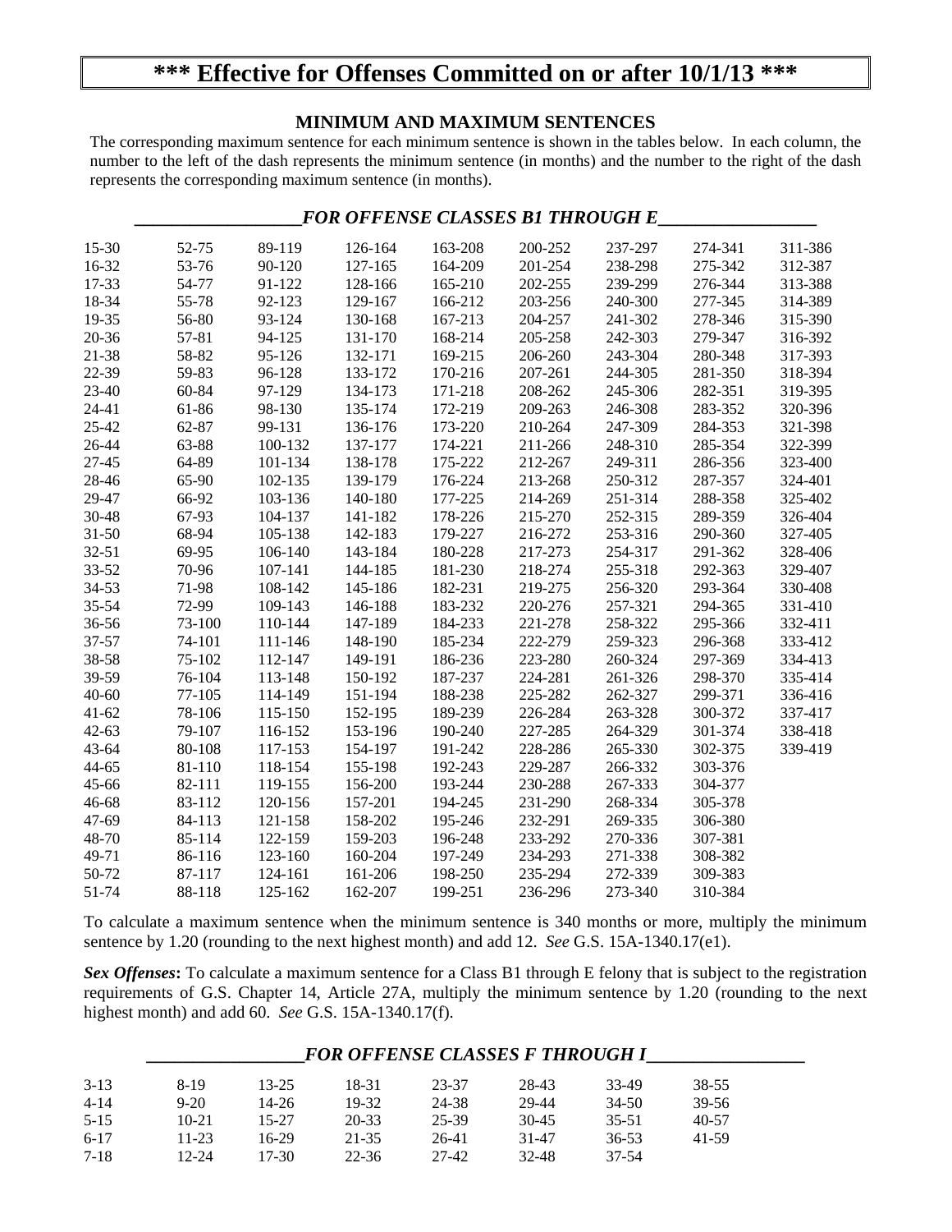# *** Effective for Offenses Committed on or after 10/1/13 ***

## MINIMUM AND MAXIMUM SENTENCES

The corresponding maximum sentence for each minimum sentence is shown in the tables below. In each column, the number to the left of the dash represents the minimum sentence (in months) and the number to the right of the dash represents the corresponding maximum sentence (in months).

### *FOR OFFENSE CLASSES B1 THROUGH E*

| | | | | | | | | |
|---|---|---|---|---|---|---|---|---|
| 15-30 | 52-75 | 89-119 | 126-164 | 163-208 | 200-252 | 237-297 | 274-341 | 311-386 |
| 16-32 | 53-76 | 90-120 | 127-165 | 164-209 | 201-254 | 238-298 | 275-342 | 312-387 |
| 17-33 | 54-77 | 91-122 | 128-166 | 165-210 | 202-255 | 239-299 | 276-344 | 313-388 |
| 18-34 | 55-78 | 92-123 | 129-167 | 166-212 | 203-256 | 240-300 | 277-345 | 314-389 |
| 19-35 | 56-80 | 93-124 | 130-168 | 167-213 | 204-257 | 241-302 | 278-346 | 315-390 |
| 20-36 | 57-81 | 94-125 | 131-170 | 168-214 | 205-258 | 242-303 | 279-347 | 316-392 |
| 21-38 | 58-82 | 95-126 | 132-171 | 169-215 | 206-260 | 243-304 | 280-348 | 317-393 |
| 22-39 | 59-83 | 96-128 | 133-172 | 170-216 | 207-261 | 244-305 | 281-350 | 318-394 |
| 23-40 | 60-84 | 97-129 | 134-173 | 171-218 | 208-262 | 245-306 | 282-351 | 319-395 |
| 24-41 | 61-86 | 98-130 | 135-174 | 172-219 | 209-263 | 246-308 | 283-352 | 320-396 |
| 25-42 | 62-87 | 99-131 | 136-176 | 173-220 | 210-264 | 247-309 | 284-353 | 321-398 |
| 26-44 | 63-88 | 100-132 | 137-177 | 174-221 | 211-266 | 248-310 | 285-354 | 322-399 |
| 27-45 | 64-89 | 101-134 | 138-178 | 175-222 | 212-267 | 249-311 | 286-356 | 323-400 |
| 28-46 | 65-90 | 102-135 | 139-179 | 176-224 | 213-268 | 250-312 | 287-357 | 324-401 |
| 29-47 | 66-92 | 103-136 | 140-180 | 177-225 | 214-269 | 251-314 | 288-358 | 325-402 |
| 30-48 | 67-93 | 104-137 | 141-182 | 178-226 | 215-270 | 252-315 | 289-359 | 326-404 |
| 31-50 | 68-94 | 105-138 | 142-183 | 179-227 | 216-272 | 253-316 | 290-360 | 327-405 |
| 32-51 | 69-95 | 106-140 | 143-184 | 180-228 | 217-273 | 254-317 | 291-362 | 328-406 |
| 33-52 | 70-96 | 107-141 | 144-185 | 181-230 | 218-274 | 255-318 | 292-363 | 329-407 |
| 34-53 | 71-98 | 108-142 | 145-186 | 182-231 | 219-275 | 256-320 | 293-364 | 330-408 |
| 35-54 | 72-99 | 109-143 | 146-188 | 183-232 | 220-276 | 257-321 | 294-365 | 331-410 |
| 36-56 | 73-100 | 110-144 | 147-189 | 184-233 | 221-278 | 258-322 | 295-366 | 332-411 |
| 37-57 | 74-101 | 111-146 | 148-190 | 185-234 | 222-279 | 259-323 | 296-368 | 333-412 |
| 38-58 | 75-102 | 112-147 | 149-191 | 186-236 | 223-280 | 260-324 | 297-369 | 334-413 |
| 39-59 | 76-104 | 113-148 | 150-192 | 187-237 | 224-281 | 261-326 | 298-370 | 335-414 |
| 40-60 | 77-105 | 114-149 | 151-194 | 188-238 | 225-282 | 262-327 | 299-371 | 336-416 |
| 41-62 | 78-106 | 115-150 | 152-195 | 189-239 | 226-284 | 263-328 | 300-372 | 337-417 |
| 42-63 | 79-107 | 116-152 | 153-196 | 190-240 | 227-285 | 264-329 | 301-374 | 338-418 |
| 43-64 | 80-108 | 117-153 | 154-197 | 191-242 | 228-286 | 265-330 | 302-375 | 339-419 |
| 44-65 | 81-110 | 118-154 | 155-198 | 192-243 | 229-287 | 266-332 | 303-376 | |
| 45-66 | 82-111 | 119-155 | 156-200 | 193-244 | 230-288 | 267-333 | 304-377 | |
| 46-68 | 83-112 | 120-156 | 157-201 | 194-245 | 231-290 | 268-334 | 305-378 | |
| 47-69 | 84-113 | 121-158 | 158-202 | 195-246 | 232-291 | 269-335 | 306-380 | |
| 48-70 | 85-114 | 122-159 | 159-203 | 196-248 | 233-292 | 270-336 | 307-381 | |
| 49-71 | 86-116 | 123-160 | 160-204 | 197-249 | 234-293 | 271-338 | 308-382 | |
| 50-72 | 87-117 | 124-161 | 161-206 | 198-250 | 235-294 | 272-339 | 309-383 | |
| 51-74 | 88-118 | 125-162 | 162-207 | 199-251 | 236-296 | 273-340 | 310-384 | |

To calculate a maximum sentence when the minimum sentence is 340 months or more, multiply the minimum sentence by 1.20 (rounding to the next highest month) and add 12. *See* G.S. 15A-1340.17(e1).

***Sex Offenses*:** To calculate a maximum sentence for a Class B1 through E felony that is subject to the registration requirements of G.S. Chapter 14, Article 27A, multiply the minimum sentence by 1.20 (rounding to the next highest month) and add 60. *See* G.S. 15A-1340.17(f).

### *FOR OFFENSE CLASSES F THROUGH I*

| | | | | | | | |
|---|---|---|---|---|---|---|---|
| 3-13 | 8-19 | 13-25 | 18-31 | 23-37 | 28-43 | 33-49 | 38-55 |
| 4-14 | 9-20 | 14-26 | 19-32 | 24-38 | 29-44 | 34-50 | 39-56 |
| 5-15 | 10-21 | 15-27 | 20-33 | 25-39 | 30-45 | 35-51 | 40-57 |
| 6-17 | 11-23 | 16-29 | 21-35 | 26-41 | 31-47 | 36-53 | 41-59 |
| 7-18 | 12-24 | 17-30 | 22-36 | 27-42 | 32-48 | 37-54 | |